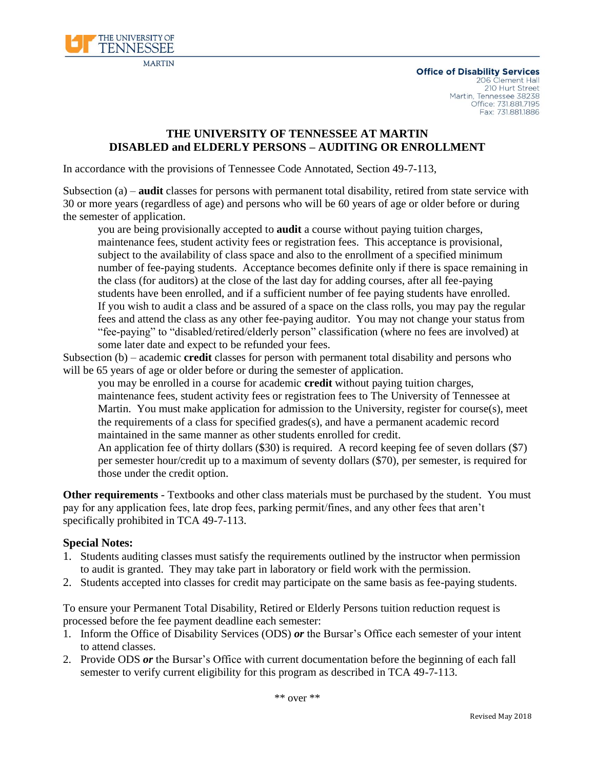THE UNIVERSITY OF TENNESSEE MARTIN

**Office of Disability Services**
206 Clement Hall
210 Hurt Street
Martin, Tennessee 38238
Office: 731.881.7195
Fax: 731.881.1886

## THE UNIVERSITY OF TENNESSEE AT MARTIN DISABLED and ELDERLY PERSONS – AUDITING OR ENROLLMENT

In accordance with the provisions of Tennessee Code Annotated, Section 49-7-113,

Subsection (a) – **audit** classes for persons with permanent total disability, retired from state service with 30 or more years (regardless of age) and persons who will be 60 years of age or older before or during the semester of application.

> you are being provisionally accepted to **audit** a course without paying tuition charges, maintenance fees, student activity fees or registration fees. This acceptance is provisional, subject to the availability of class space and also to the enrollment of a specified minimum number of fee-paying students. Acceptance becomes definite only if there is space remaining in the class (for auditors) at the close of the last day for adding courses, after all fee-paying students have been enrolled, and if a sufficient number of fee paying students have enrolled. If you wish to audit a class and be assured of a space on the class rolls, you may pay the regular fees and attend the class as any other fee-paying auditor. You may not change your status from "fee-paying" to "disabled/retired/elderly person" classification (where no fees are involved) at some later date and expect to be refunded your fees.

Subsection (b) – academic **credit** classes for person with permanent total disability and persons who will be 65 years of age or older before or during the semester of application.

> you may be enrolled in a course for academic **credit** without paying tuition charges, maintenance fees, student activity fees or registration fees to The University of Tennessee at Martin. You must make application for admission to the University, register for course(s), meet the requirements of a class for specified grades(s), and have a permanent academic record maintained in the same manner as other students enrolled for credit.
>
> An application fee of thirty dollars ($30) is required. A record keeping fee of seven dollars ($7) per semester hour/credit up to a maximum of seventy dollars ($70), per semester, is required for those under the credit option.

**Other requirements** - Textbooks and other class materials must be purchased by the student. You must pay for any application fees, late drop fees, parking permit/fines, and any other fees that aren't specifically prohibited in TCA 49-7-113.

### Special Notes:

1. Students auditing classes must satisfy the requirements outlined by the instructor when permission to audit is granted. They may take part in laboratory or field work with the permission.
2. Students accepted into classes for credit may participate on the same basis as fee-paying students.

To ensure your Permanent Total Disability, Retired or Elderly Persons tuition reduction request is processed before the fee payment deadline each semester:

1. Inform the Office of Disability Services (ODS) ***or*** the Bursar's Office each semester of your intent to attend classes.
2. Provide ODS ***or*** the Bursar's Office with current documentation before the beginning of each fall semester to verify current eligibility for this program as described in TCA 49-7-113.

** over **

Revised May 2018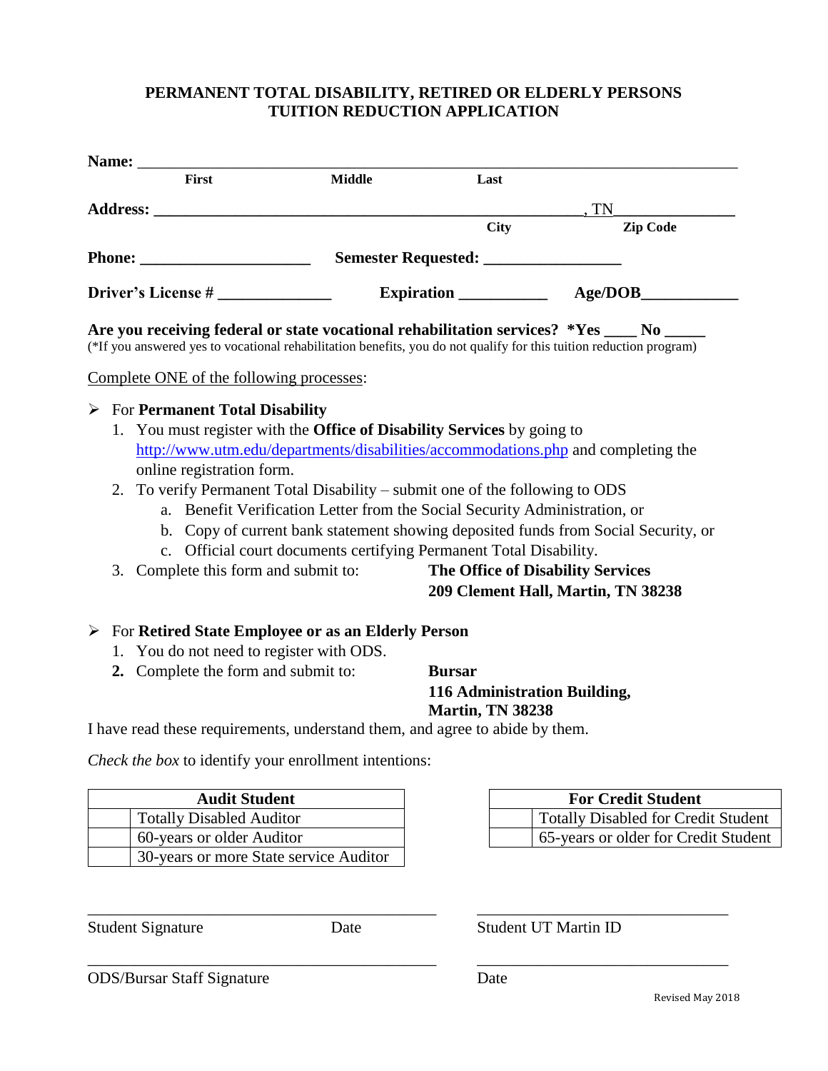# PERMANENT TOTAL DISABILITY, RETIRED OR ELDERLY PERSONS TUITION REDUCTION APPLICATION

**Name:** ___________________________________________________________________________

**First** **Middle** **Last**

**Address:** ________________________________________________________, TN_______________

**City** **Zip Code**

**Phone:** _____________________ **Semester Requested:** ________________

**Driver's License #** ______________ **Expiration** ___________ **Age/DOB**____________

**Are you receiving federal or state vocational rehabilitation services? *Yes ____ No _____**

(*If you answered yes to vocational rehabilitation benefits, you do not qualify for this tuition reduction program)

Complete ONE of the following processes:

- For **Permanent Total Disability**
  1. You must register with the **Office of Disability Services** by going to http://www.utm.edu/departments/disabilities/accommodations.php and completing the online registration form.
  2. To verify Permanent Total Disability – submit one of the following to ODS
     a. Benefit Verification Letter from the Social Security Administration, or
     b. Copy of current bank statement showing deposited funds from Social Security, or
     c. Official court documents certifying Permanent Total Disability.
  3. Complete this form and submit to: **The Office of Disability Services**
     **209 Clement Hall, Martin, TN 38238**

- For **Retired State Employee or as an Elderly Person**
  1. You do not need to register with ODS.
  2. Complete the form and submit to: **Bursar**
     **116 Administration Building,**
     **Martin, TN 38238**

I have read these requirements, understand them, and agree to abide by them.

*Check the box* to identify your enrollment intentions:

| | Audit Student |
|---|---|
| | Totally Disabled Auditor |
| | 60-years or older Auditor |
| | 30-years or more State service Auditor |

| | For Credit Student |
|---|---|
| | Totally Disabled for Credit Student |
| | 65-years or older for Credit Student |

_____________________________________________ _________________________________

Student Signature Date Student UT Martin ID

_____________________________________________ _________________________________

ODS/Bursar Staff Signature Date

Revised May 2018